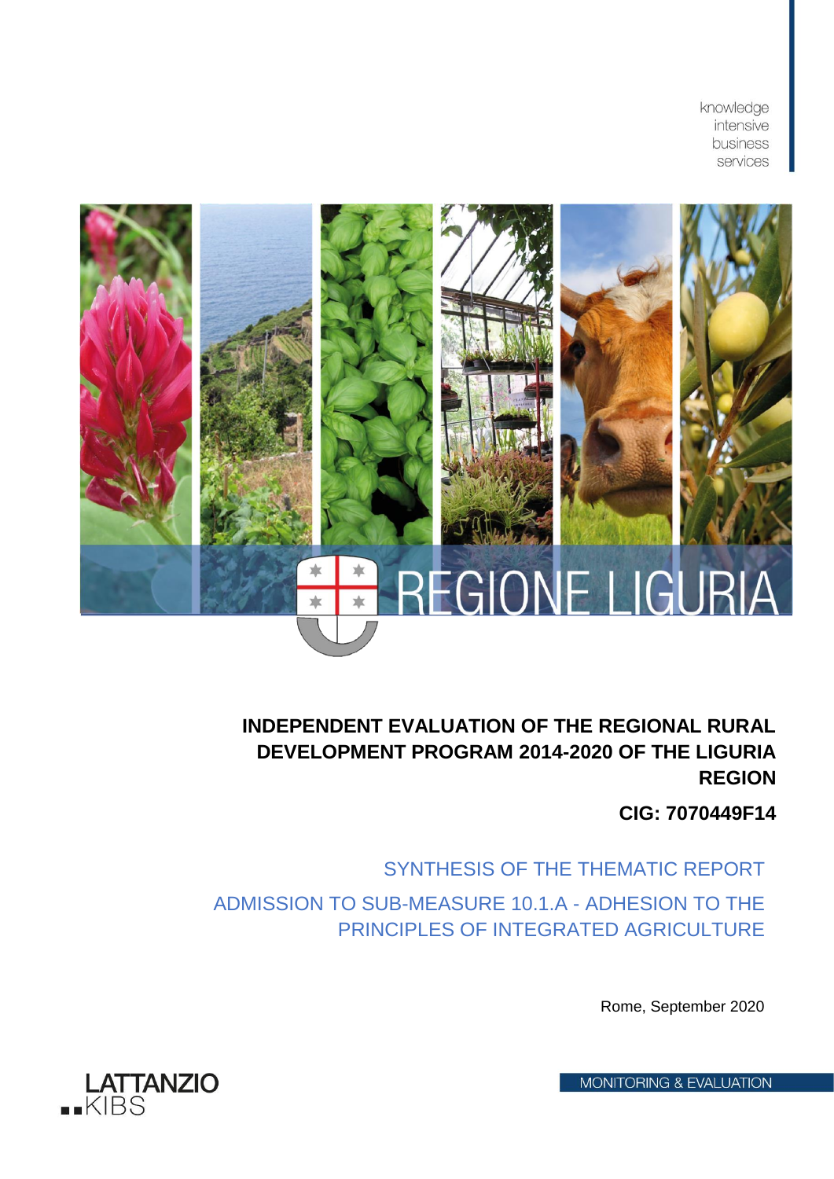knowledge
intensive
business
services

REGIONE LIGURIA

# INDEPENDENT EVALUATION OF THE REGIONAL RURAL DEVELOPMENT PROGRAM 2014-2020 OF THE LIGURIA REGION

**CIG: 7070449F14**

## SYNTHESIS OF THE THEMATIC REPORT

## ADMISSION TO SUB-MEASURE 10.1.A - ADHESION TO THE PRINCIPLES OF INTEGRATED AGRICULTURE

Rome, September 2020

LATTANZIO KIBS

MONITORING & EVALUATION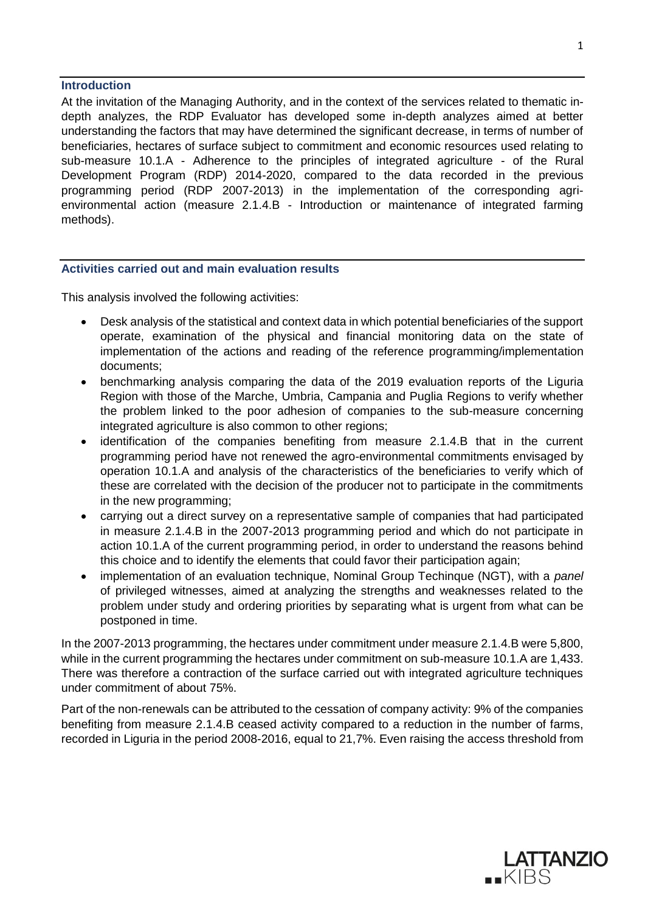## Introduction

At the invitation of the Managing Authority, and in the context of the services related to thematic in-depth analyzes, the RDP Evaluator has developed some in-depth analyzes aimed at better understanding the factors that may have determined the significant decrease, in terms of number of beneficiaries, hectares of surface subject to commitment and economic resources used relating to sub-measure 10.1.A - Adherence to the principles of integrated agriculture - of the Rural Development Program (RDP) 2014-2020, compared to the data recorded in the previous programming period (RDP 2007-2013) in the implementation of the corresponding agri-environmental action (measure 2.1.4.B - Introduction or maintenance of integrated farming methods).

## Activities carried out and main evaluation results

This analysis involved the following activities:

- Desk analysis of the statistical and context data in which potential beneficiaries of the support operate, examination of the physical and financial monitoring data on the state of implementation of the actions and reading of the reference programming/implementation documents;
- benchmarking analysis comparing the data of the 2019 evaluation reports of the Liguria Region with those of the Marche, Umbria, Campania and Puglia Regions to verify whether the problem linked to the poor adhesion of companies to the sub-measure concerning integrated agriculture is also common to other regions;
- identification of the companies benefiting from measure 2.1.4.B that in the current programming period have not renewed the agro-environmental commitments envisaged by operation 10.1.A and analysis of the characteristics of the beneficiaries to verify which of these are correlated with the decision of the producer not to participate in the commitments in the new programming;
- carrying out a direct survey on a representative sample of companies that had participated in measure 2.1.4.B in the 2007-2013 programming period and which do not participate in action 10.1.A of the current programming period, in order to understand the reasons behind this choice and to identify the elements that could favor their participation again;
- implementation of an evaluation technique, Nominal Group Techinque (NGT), with a *panel* of privileged witnesses, aimed at analyzing the strengths and weaknesses related to the problem under study and ordering priorities by separating what is urgent from what can be postponed in time.

In the 2007-2013 programming, the hectares under commitment under measure 2.1.4.B were 5,800, while in the current programming the hectares under commitment on sub-measure 10.1.A are 1,433. There was therefore a contraction of the surface carried out with integrated agriculture techniques under commitment of about 75%.

Part of the non-renewals can be attributed to the cessation of company activity: 9% of the companies benefiting from measure 2.1.4.B ceased activity compared to a reduction in the number of farms, recorded in Liguria in the period 2008-2016, equal to 21,7%. Even raising the access threshold from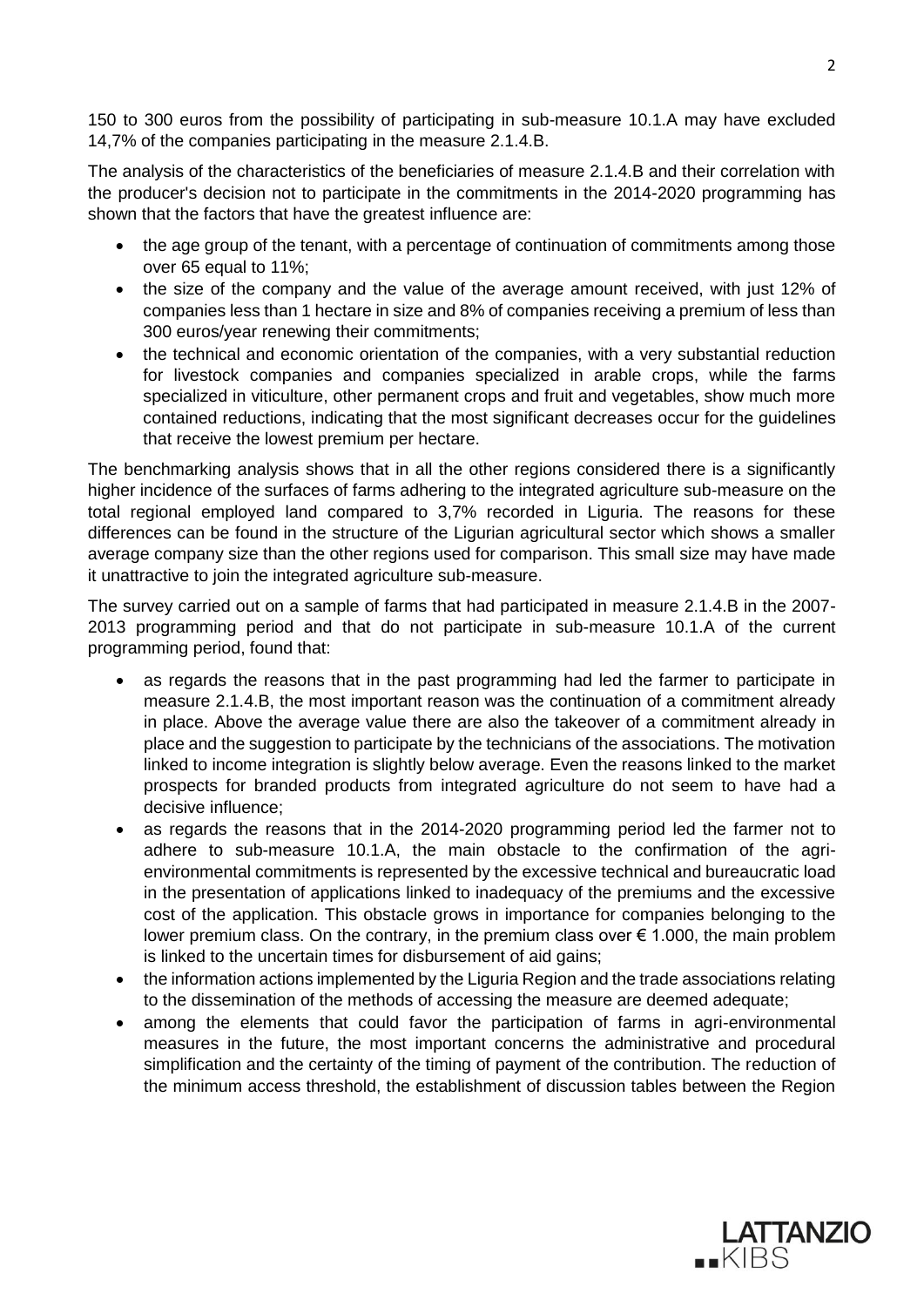150 to 300 euros from the possibility of participating in sub-measure 10.1.A may have excluded 14,7% of the companies participating in the measure 2.1.4.B.

The analysis of the characteristics of the beneficiaries of measure 2.1.4.B and their correlation with the producer's decision not to participate in the commitments in the 2014-2020 programming has shown that the factors that have the greatest influence are:

- the age group of the tenant, with a percentage of continuation of commitments among those over 65 equal to 11%;
- the size of the company and the value of the average amount received, with just 12% of companies less than 1 hectare in size and 8% of companies receiving a premium of less than 300 euros/year renewing their commitments;
- the technical and economic orientation of the companies, with a very substantial reduction for livestock companies and companies specialized in arable crops, while the farms specialized in viticulture, other permanent crops and fruit and vegetables, show much more contained reductions, indicating that the most significant decreases occur for the guidelines that receive the lowest premium per hectare.

The benchmarking analysis shows that in all the other regions considered there is a significantly higher incidence of the surfaces of farms adhering to the integrated agriculture sub-measure on the total regional employed land compared to 3,7% recorded in Liguria. The reasons for these differences can be found in the structure of the Ligurian agricultural sector which shows a smaller average company size than the other regions used for comparison. This small size may have made it unattractive to join the integrated agriculture sub-measure.

The survey carried out on a sample of farms that had participated in measure 2.1.4.B in the 2007-2013 programming period and that do not participate in sub-measure 10.1.A of the current programming period, found that:

- as regards the reasons that in the past programming had led the farmer to participate in measure 2.1.4.B, the most important reason was the continuation of a commitment already in place. Above the average value there are also the takeover of a commitment already in place and the suggestion to participate by the technicians of the associations. The motivation linked to income integration is slightly below average. Even the reasons linked to the market prospects for branded products from integrated agriculture do not seem to have had a decisive influence;
- as regards the reasons that in the 2014-2020 programming period led the farmer not to adhere to sub-measure 10.1.A, the main obstacle to the confirmation of the agri-environmental commitments is represented by the excessive technical and bureaucratic load in the presentation of applications linked to inadequacy of the premiums and the excessive cost of the application. This obstacle grows in importance for companies belonging to the lower premium class. On the contrary, in the premium class over € 1.000, the main problem is linked to the uncertain times for disbursement of aid gains;
- the information actions implemented by the Liguria Region and the trade associations relating to the dissemination of the methods of accessing the measure are deemed adequate;
- among the elements that could favor the participation of farms in agri-environmental measures in the future, the most important concerns the administrative and procedural simplification and the certainty of the timing of payment of the contribution. The reduction of the minimum access threshold, the establishment of discussion tables between the Region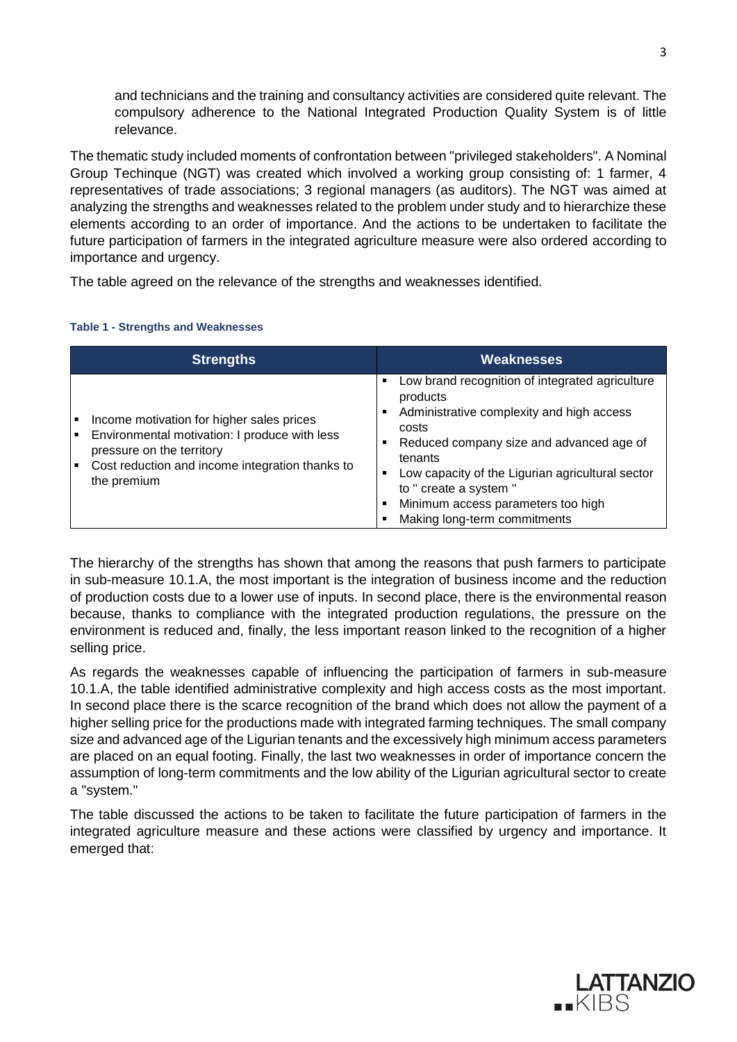and technicians and the training and consultancy activities are considered quite relevant. The compulsory adherence to the National Integrated Production Quality System is of little relevance.

The thematic study included moments of confrontation between "privileged stakeholders". A Nominal Group Techinque (NGT) was created which involved a working group consisting of: 1 farmer, 4 representatives of trade associations; 3 regional managers (as auditors). The NGT was aimed at analyzing the strengths and weaknesses related to the problem under study and to hierarchize these elements according to an order of importance. And the actions to be undertaken to facilitate the future participation of farmers in the integrated agriculture measure were also ordered according to importance and urgency.

The table agreed on the relevance of the strengths and weaknesses identified.

**Table 1 - Strengths and Weaknesses**

| Strengths | Weaknesses |
| --- | --- |
| ▪ Income motivation for higher sales prices<br>▪ Environmental motivation: I produce with less pressure on the territory<br>▪ Cost reduction and income integration thanks to the premium | ▪ Low brand recognition of integrated agriculture products<br>▪ Administrative complexity and high access costs<br>▪ Reduced company size and advanced age of tenants<br>▪ Low capacity of the Ligurian agricultural sector to " create a system "<br>▪ Minimum access parameters too high<br>▪ Making long-term commitments |

The hierarchy of the strengths has shown that among the reasons that push farmers to participate in sub-measure 10.1.A, the most important is the integration of business income and the reduction of production costs due to a lower use of inputs. In second place, there is the environmental reason because, thanks to compliance with the integrated production regulations, the pressure on the environment is reduced and, finally, the less important reason linked to the recognition of a higher selling price.

As regards the weaknesses capable of influencing the participation of farmers in sub-measure 10.1.A, the table identified administrative complexity and high access costs as the most important. In second place there is the scarce recognition of the brand which does not allow the payment of a higher selling price for the productions made with integrated farming techniques. The small company size and advanced age of the Ligurian tenants and the excessively high minimum access parameters are placed on an equal footing. Finally, the last two weaknesses in order of importance concern the assumption of long-term commitments and the low ability of the Ligurian agricultural sector to create a "system."

The table discussed the actions to be taken to facilitate the future participation of farmers in the integrated agriculture measure and these actions were classified by urgency and importance. It emerged that: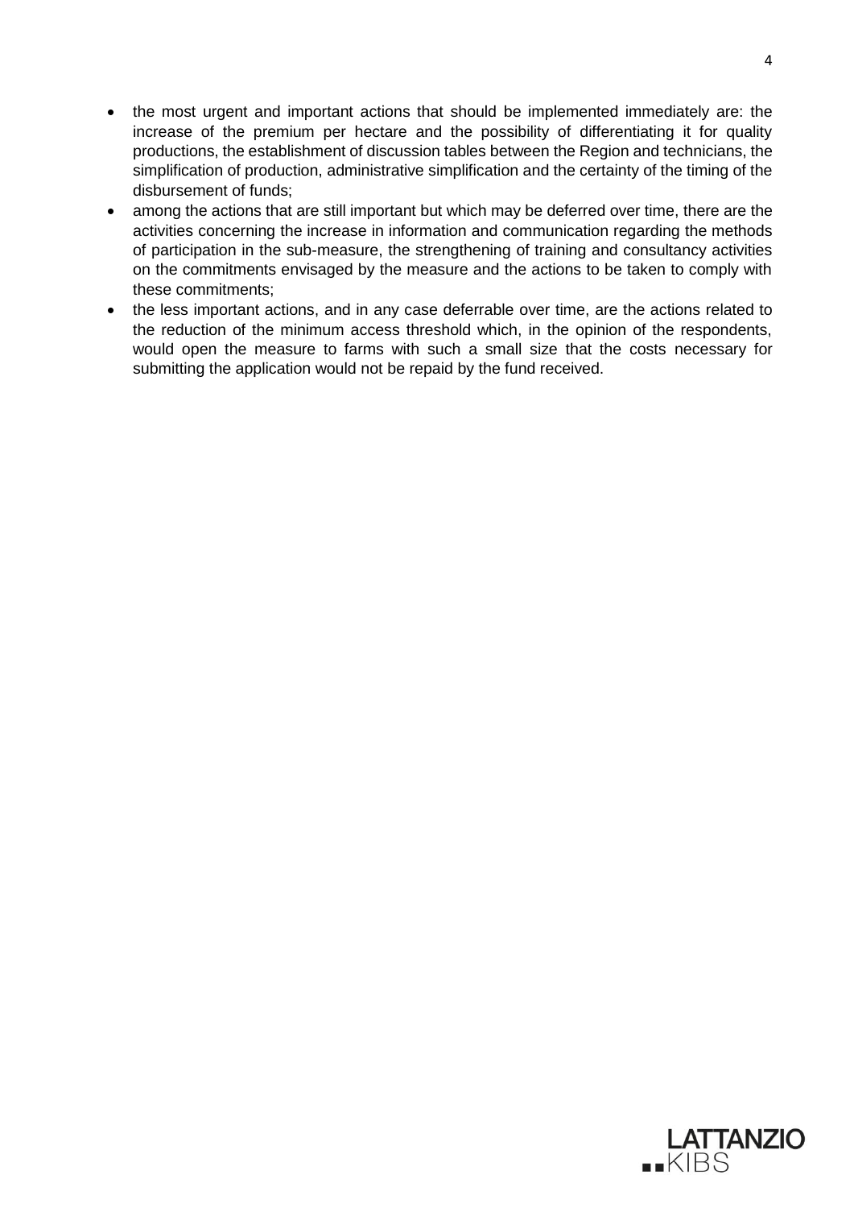- the most urgent and important actions that should be implemented immediately are: the increase of the premium per hectare and the possibility of differentiating it for quality productions, the establishment of discussion tables between the Region and technicians, the simplification of production, administrative simplification and the certainty of the timing of the disbursement of funds;
- among the actions that are still important but which may be deferred over time, there are the activities concerning the increase in information and communication regarding the methods of participation in the sub-measure, the strengthening of training and consultancy activities on the commitments envisaged by the measure and the actions to be taken to comply with these commitments;
- the less important actions, and in any case deferrable over time, are the actions related to the reduction of the minimum access threshold which, in the opinion of the respondents, would open the measure to farms with such a small size that the costs necessary for submitting the application would not be repaid by the fund received.